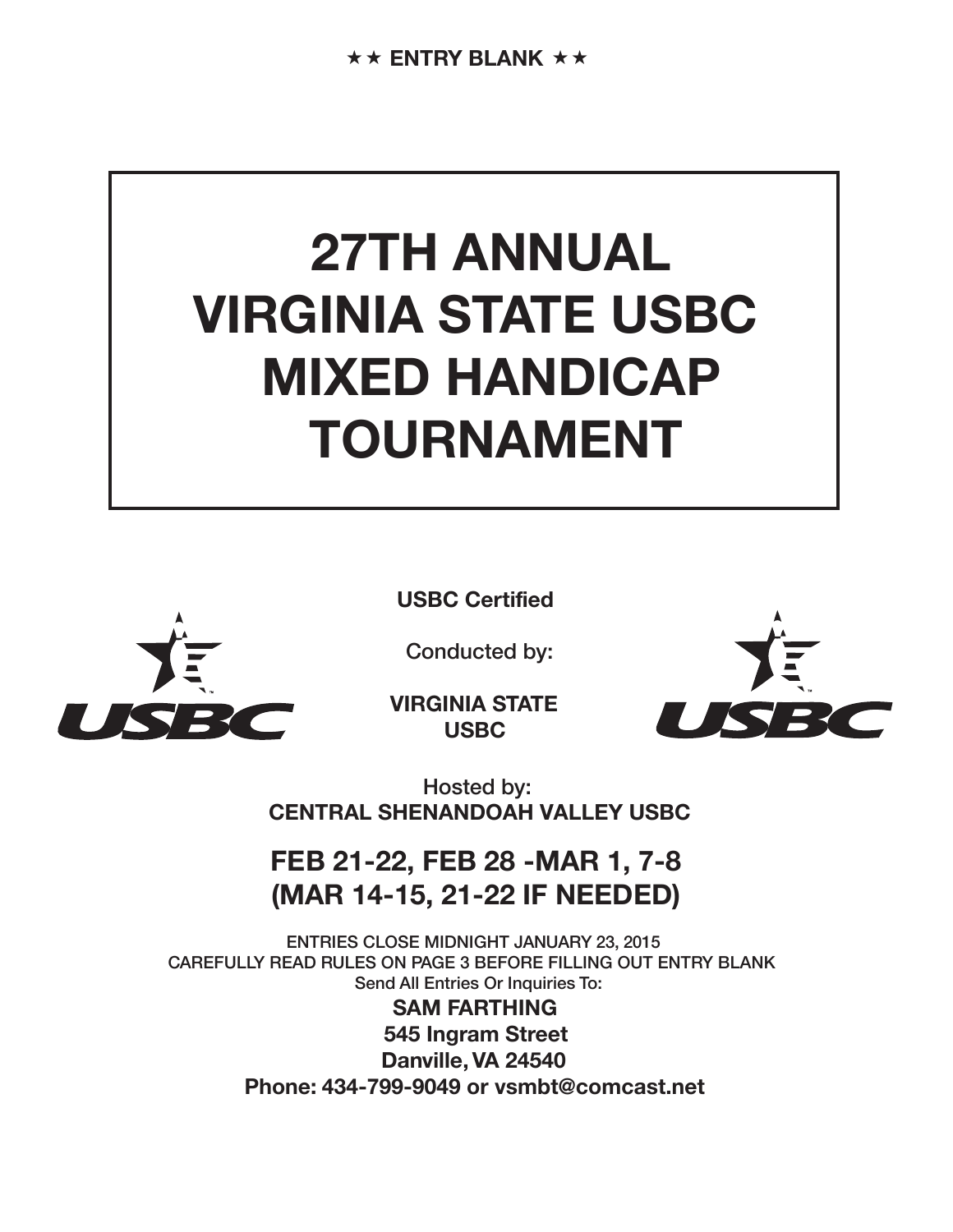★★ **ENTRY BLANK** ★★

# 27TH ANNUAL VIRGINIA STATE USBC MIXED HANDICAP TOURNAMENT

**USBC Certified**

Conducted by:

**VIRGINIA STATE USBC**

Hosted by:
**CENTRAL SHENANDOAH VALLEY USBC**

## FEB 21-22, FEB 28 -MAR 1, 7-8 (MAR 14-15, 21-22 IF NEEDED)

ENTRIES CLOSE MIDNIGHT JANUARY 23, 2015
CAREFULLY READ RULES ON PAGE 3 BEFORE FILLING OUT ENTRY BLANK
Send All Entries Or Inquiries To:

**SAM FARTHING**
**545 Ingram Street**
**Danville, VA 24540**
**Phone: 434-799-9049 or vsmbt@comcast.net**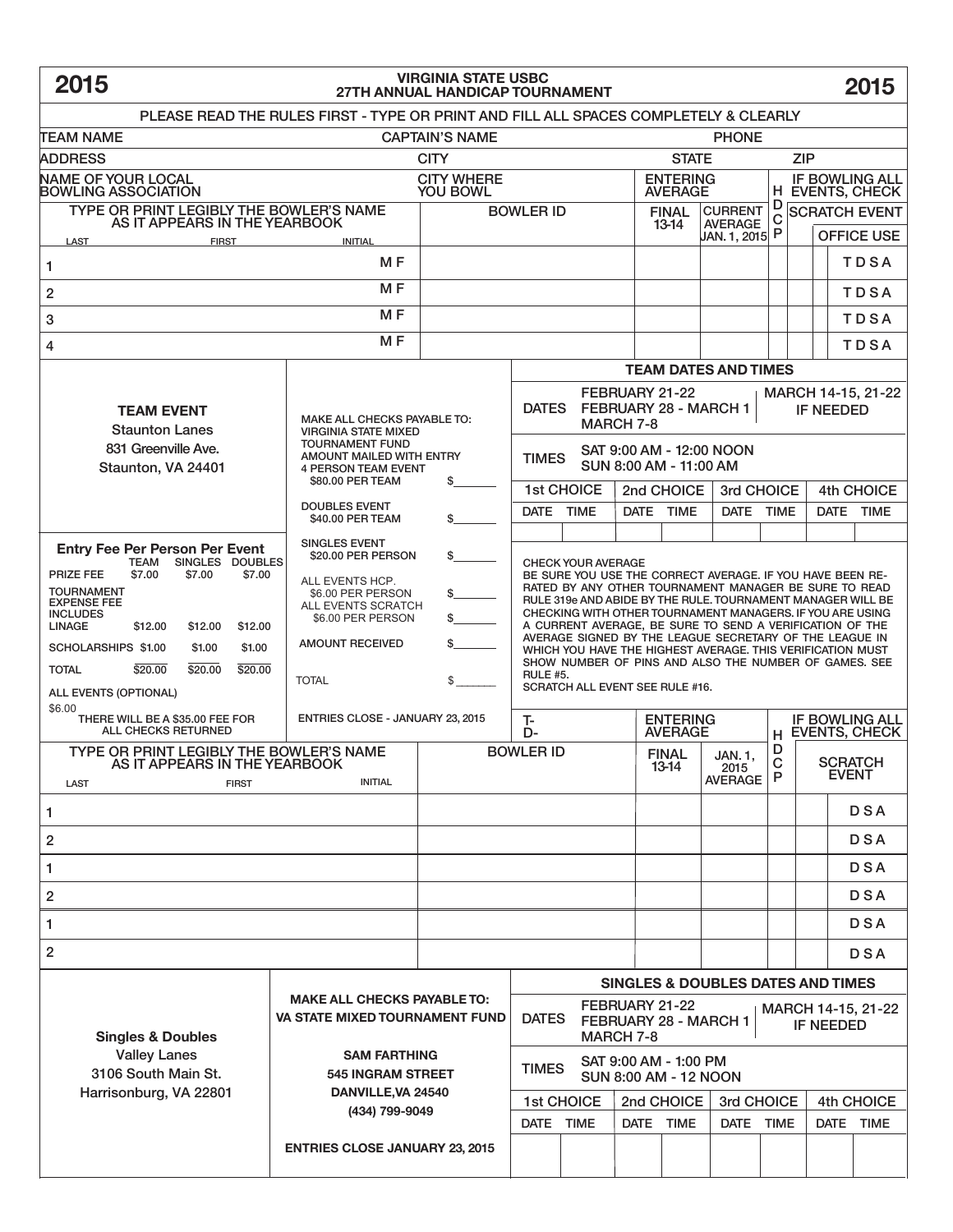# 2015 VIRGINIA STATE USBC 27TH ANNUAL HANDICAP TOURNAMENT 2015

PLEASE READ THE RULES FIRST - TYPE OR PRINT AND FILL ALL SPACES COMPLETELY & CLEARLY

TEAM NAME | CAPTAIN'S NAME | PHONE

ADDRESS | CITY | STATE | ZIP

NAME OF YOUR LOCAL BOWLING ASSOCIATION | CITY WHERE YOU BOWL | ENTERING AVERAGE | HDCP | IF BOWLING ALL EVENTS, CHECK

| TYPE OR PRINT LEGIBLY THE BOWLER'S NAME AS IT APPEARS IN THE YEARBOOK (LAST FIRST INITIAL) | | BOWLER ID | FINAL 13-14 | CURRENT AVERAGE JAN. 1, 2015 | HDCP | SCRATCH EVENT | | OFFICE USE |
|---|---|---|---|---|---|---|---|---|
| 1 | M F | | | | | | | T D S A |
| 2 | M F | | | | | | | T D S A |
| 3 | M F | | | | | | | T D S A |
| 4 | M F | | | | | | | T D S A |

## TEAM EVENT

Staunton Lanes
831 Greenville Ave.
Staunton, VA 24401

MAKE ALL CHECKS PAYABLE TO: VIRGINIA STATE MIXED TOURNAMENT FUND AMOUNT MAILED WITH ENTRY

- 4 PERSON TEAM EVENT $80.00 PER TEAM $_______
- DOUBLES EVENT $40.00 PER TEAM $_______
- SINGLES EVENT $20.00 PER PERSON $_______
- ALL EVENTS HCP. $6.00 PER PERSON $_______
- ALL EVENTS SCRATCH $6.00 PER PERSON $_______
- AMOUNT RECEIVED $_______
- TOTAL $_______

ENTRIES CLOSE - JANUARY 23, 2015

### Entry Fee Per Person Per Event

| | TEAM | SINGLES | DOUBLES |
|---|---|---|---|
| PRIZE FEE | $7.00 | $7.00 | $7.00 |
| TOURNAMENT EXPENSE FEE INCLUDES LINAGE | $12.00 | $12.00 | $12.00 |
| SCHOLARSHIPS | $1.00 | $1.00 | $1.00 |
| TOTAL | $20.00 | $20.00 | $20.00 |

ALL EVENTS (OPTIONAL) $6.00

THERE WILL BE A $35.00 FEE FOR ALL CHECKS RETURNED

### TEAM DATES AND TIMES

| DATES | FEBRUARY 21-22 FEBRUARY 28 - MARCH 1 MARCH 7-8 | | | MARCH 14-15, 21-22 IF NEEDED | | | |
|---|---|---|---|---|---|---|---|
| TIMES | SAT 9:00 AM - 12:00 NOON SUN 8:00 AM - 11:00 AM | | | | | | |
| 1st CHOICE | | 2nd CHOICE | | 3rd CHOICE | | 4th CHOICE | |
| DATE | TIME | DATE | TIME | DATE | TIME | DATE | TIME |
| | | | | | | | |

CHECK YOUR AVERAGE
BE SURE YOU USE THE CORRECT AVERAGE. IF YOU HAVE BEEN RE-RATED BY ANY OTHER TOURNAMENT MANAGER BE SURE TO READ RULE 319e AND ABIDE BY THE RULE. TOURNAMENT MANAGER WILL BE CHECKING WITH OTHER TOURNAMENT MANAGERS. IF YOU ARE USING A CURRENT AVERAGE, BE SURE TO SEND A VERIFICATION OF THE AVERAGE SIGNED BY THE LEAGUE SECRETARY OF THE LEAGUE IN WHICH YOU HAVE THE HIGHEST AVERAGE. THIS VERIFICATION MUST SHOW NUMBER OF PINS AND ALSO THE NUMBER OF GAMES. SEE RULE #5.
SCRATCH ALL EVENT SEE RULE #16.

T-
D-

| TYPE OR PRINT LEGIBLY THE BOWLER'S NAME AS IT APPEARS IN THE YEARBOOK (LAST FIRST INITIAL) | BOWLER ID | ENTERING AVERAGE FINAL 13-14 | ENTERING AVERAGE JAN. 1, 2015 AVERAGE | HDCP | IF BOWLING ALL EVENTS, CHECK | SCRATCH EVENT |
|---|---|---|---|---|---|---|
| 1 | | | | | | D S A |
| 2 | | | | | | D S A |
| 1 | | | | | | D S A |
| 2 | | | | | | D S A |
| 1 | | | | | | D S A |
| 2 | | | | | | D S A |

## Singles & Doubles

Valley Lanes
3106 South Main St.
Harrisonburg, VA 22801

**MAKE ALL CHECKS PAYABLE TO: VA STATE MIXED TOURNAMENT FUND**

**SAM FARTHING**
**545 INGRAM STREET**
**DANVILLE, VA 24540**
**(434) 799-9049**

**ENTRIES CLOSE JANUARY 23, 2015**

### SINGLES & DOUBLES DATES AND TIMES

| DATES | FEBRUARY 21-22 FEBRUARY 28 - MARCH 1 MARCH 7-8 | | | MARCH 14-15, 21-22 IF NEEDED | | | |
|---|---|---|---|---|---|---|---|
| TIMES | SAT 9:00 AM - 1:00 PM SUN 8:00 AM - 12 NOON | | | | | | |
| 1st CHOICE | | 2nd CHOICE | | 3rd CHOICE | | 4th CHOICE | |
| DATE | TIME | DATE | TIME | DATE | TIME | DATE | TIME |
| | | | | | | | |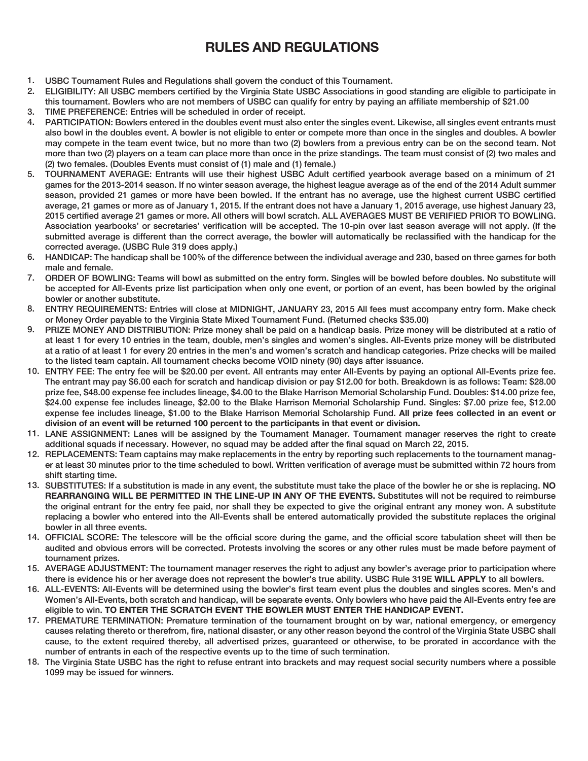# RULES AND REGULATIONS

1. USBC Tournament Rules and Regulations shall govern the conduct of this Tournament.
2. ELIGIBILITY: All USBC members certified by the Virginia State USBC Associations in good standing are eligible to participate in this tournament. Bowlers who are not members of USBC can qualify for entry by paying an affiliate membership of $21.00
3. TIME PREFERENCE: Entries will be scheduled in order of receipt.
4. PARTICIPATION: Bowlers entered in the doubles event must also enter the singles event. Likewise, all singles event entrants must also bowl in the doubles event. A bowler is not eligible to enter or compete more than once in the singles and doubles. A bowler may compete in the team event twice, but no more than two (2) bowlers from a previous entry can be on the second team. Not more than two (2) players on a team can place more than once in the prize standings. The team must consist of (2) two males and (2) two females. (Doubles Events must consist of (1) male and (1) female.)
5. TOURNAMENT AVERAGE: Entrants will use their highest USBC Adult certified yearbook average based on a minimum of 21 games for the 2013-2014 season. If no winter season average, the highest league average as of the end of the 2014 Adult summer season, provided 21 games or more have been bowled. If the entrant has no average, use the highest current USBC certified average, 21 games or more as of January 1, 2015. If the entrant does not have a January 1, 2015 average, use highest January 23, 2015 certified average 21 games or more. All others will bowl scratch. ALL AVERAGES MUST BE VERIFIED PRIOR TO BOWLING. Association yearbooks' or secretaries' verification will be accepted. The 10-pin over last season average will not apply. (If the submitted average is different than the correct average, the bowler will automatically be reclassified with the handicap for the corrected average. (USBC Rule 319 does apply.)
6. HANDICAP: The handicap shall be 100% of the difference between the individual average and 230, based on three games for both male and female.
7. ORDER OF BOWLING: Teams will bowl as submitted on the entry form. Singles will be bowled before doubles. No substitute will be accepted for All-Events prize list participation when only one event, or portion of an event, has been bowled by the original bowler or another substitute.
8. ENTRY REQUIREMENTS: Entries will close at MIDNIGHT, JANUARY 23, 2015 All fees must accompany entry form. Make check or Money Order payable to the Virginia State Mixed Tournament Fund. (Returned checks $35.00)
9. PRIZE MONEY AND DISTRIBUTION: Prize money shall be paid on a handicap basis. Prize money will be distributed at a ratio of at least 1 for every 10 entries in the team, double, men's singles and women's singles. All-Events prize money will be distributed at a ratio of at least 1 for every 20 entries in the men's and women's scratch and handicap categories. Prize checks will be mailed to the listed team captain. All tournament checks become VOID ninety (90) days after issuance.
10. ENTRY FEE: The entry fee will be $20.00 per event. All entrants may enter All-Events by paying an optional All-Events prize fee. The entrant may pay $6.00 each for scratch and handicap division or pay $12.00 for both. Breakdown is as follows: Team: $28.00 prize fee, $48.00 expense fee includes lineage, $4.00 to the Blake Harrison Memorial Scholarship Fund. Doubles: $14.00 prize fee, $24.00 expense fee includes lineage, $2.00 to the Blake Harrison Memorial Scholarship Fund. Singles: $7.00 prize fee, $12.00 expense fee includes lineage, $1.00 to the Blake Harrison Memorial Scholarship Fund. **All prize fees collected in an event or division of an event will be returned 100 percent to the participants in that event or division.**
11. LANE ASSIGNMENT: Lanes will be assigned by the Tournament Manager. Tournament manager reserves the right to create additional squads if necessary. However, no squad may be added after the final squad on March 22, 2015.
12. REPLACEMENTS: Team captains may make replacements in the entry by reporting such replacements to the tournament manager at least 30 minutes prior to the time scheduled to bowl. Written verification of average must be submitted within 72 hours from shift starting time.
13. SUBSTITUTES: If a substitution is made in any event, the substitute must take the place of the bowler he or she is replacing. **NO REARRANGING WILL BE PERMITTED IN THE LINE-UP IN ANY OF THE EVENTS.** Substitutes will not be required to reimburse the original entrant for the entry fee paid, nor shall they be expected to give the original entrant any money won. A substitute replacing a bowler who entered into the All-Events shall be entered automatically provided the substitute replaces the original bowler in all three events.
14. OFFICIAL SCORE: The telescore will be the official score during the game, and the official score tabulation sheet will then be audited and obvious errors will be corrected. Protests involving the scores or any other rules must be made before payment of tournament prizes.
15. AVERAGE ADJUSTMENT: The tournament manager reserves the right to adjust any bowler's average prior to participation where there is evidence his or her average does not represent the bowler's true ability. USBC Rule 319E **WILL APPLY** to all bowlers.
16. ALL-EVENTS: All-Events will be determined using the bowler's first team event plus the doubles and singles scores. Men's and Women's All-Events, both scratch and handicap, will be separate events. Only bowlers who have paid the All-Events entry fee are eligible to win. **TO ENTER THE SCRATCH EVENT THE BOWLER MUST ENTER THE HANDICAP EVENT.**
17. PREMATURE TERMINATION: Premature termination of the tournament brought on by war, national emergency, or emergency causes relating thereto or therefrom, fire, national disaster, or any other reason beyond the control of the Virginia State USBC shall cause, to the extent required thereby, all advertised prizes, guaranteed or otherwise, to be prorated in accordance with the number of entrants in each of the respective events up to the time of such termination.
18. The Virginia State USBC has the right to refuse entrant into brackets and may request social security numbers where a possible 1099 may be issued for winners.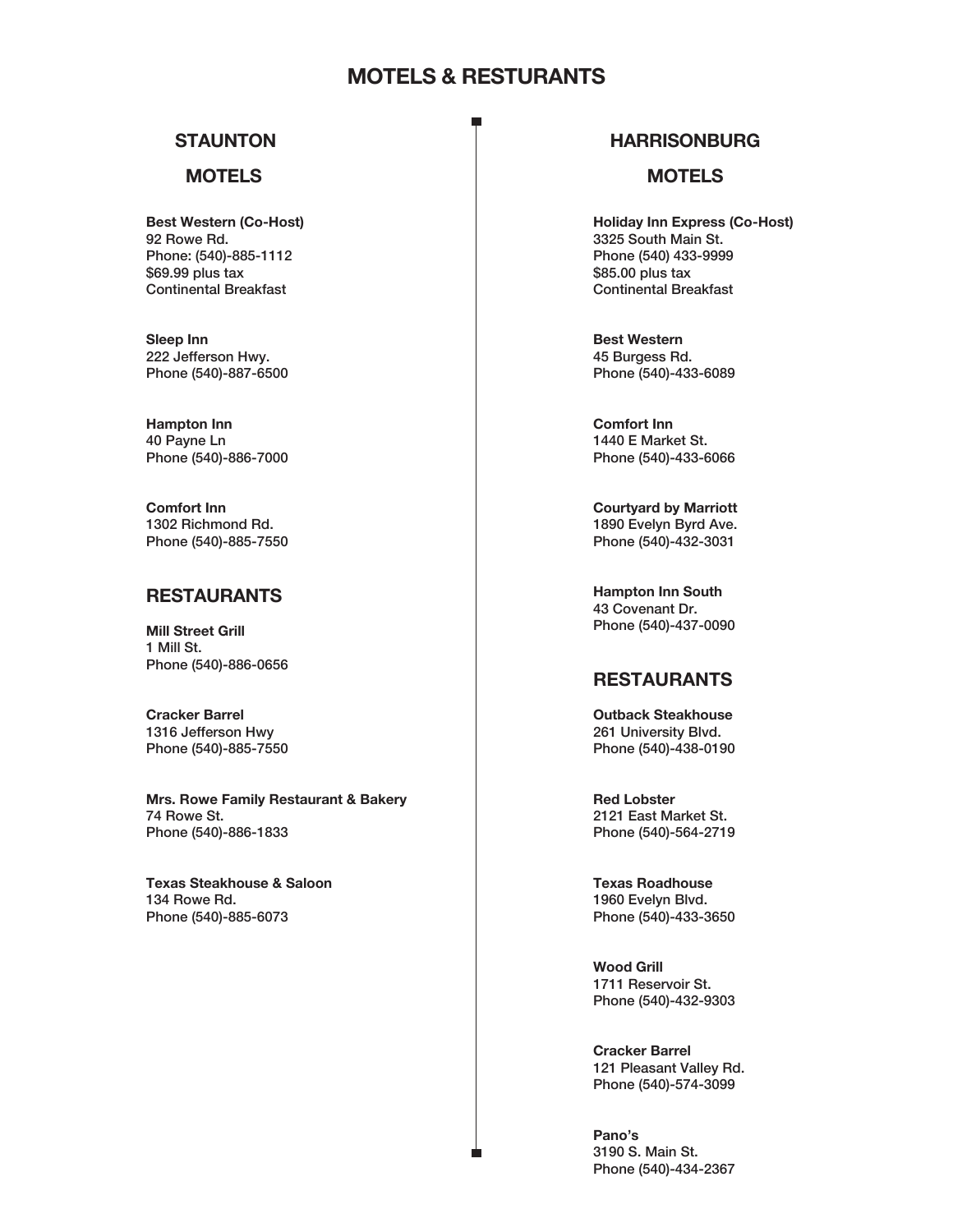# MOTELS & RESTURANTS

## STAUNTON

### MOTELS

**Best Western (Co-Host)**
92 Rowe Rd.
Phone: (540)-885-1112
$69.99 plus tax
Continental Breakfast

**Sleep Inn**
222 Jefferson Hwy.
Phone (540)-887-6500

**Hampton Inn**
40 Payne Ln
Phone (540)-886-7000

**Comfort Inn**
1302 Richmond Rd.
Phone (540)-885-7550

### RESTAURANTS

**Mill Street Grill**
1 Mill St.
Phone (540)-886-0656

**Cracker Barrel**
1316 Jefferson Hwy
Phone (540)-885-7550

**Mrs. Rowe Family Restaurant & Bakery**
74 Rowe St.
Phone (540)-886-1833

**Texas Steakhouse & Saloon**
134 Rowe Rd.
Phone (540)-885-6073

## HARRISONBURG

### MOTELS

**Holiday Inn Express (Co-Host)**
3325 South Main St.
Phone (540) 433-9999
$85.00 plus tax
Continental Breakfast

**Best Western**
45 Burgess Rd.
Phone (540)-433-6089

**Comfort Inn**
1440 E Market St.
Phone (540)-433-6066

**Courtyard by Marriott**
1890 Evelyn Byrd Ave.
Phone (540)-432-3031

**Hampton Inn South**
43 Covenant Dr.
Phone (540)-437-0090

### RESTAURANTS

**Outback Steakhouse**
261 University Blvd.
Phone (540)-438-0190

**Red Lobster**
2121 East Market St.
Phone (540)-564-2719

**Texas Roadhouse**
1960 Evelyn Blvd.
Phone (540)-433-3650

**Wood Grill**
1711 Reservoir St.
Phone (540)-432-9303

**Cracker Barrel**
121 Pleasant Valley Rd.
Phone (540)-574-3099

**Pano's**
3190 S. Main St.
Phone (540)-434-2367